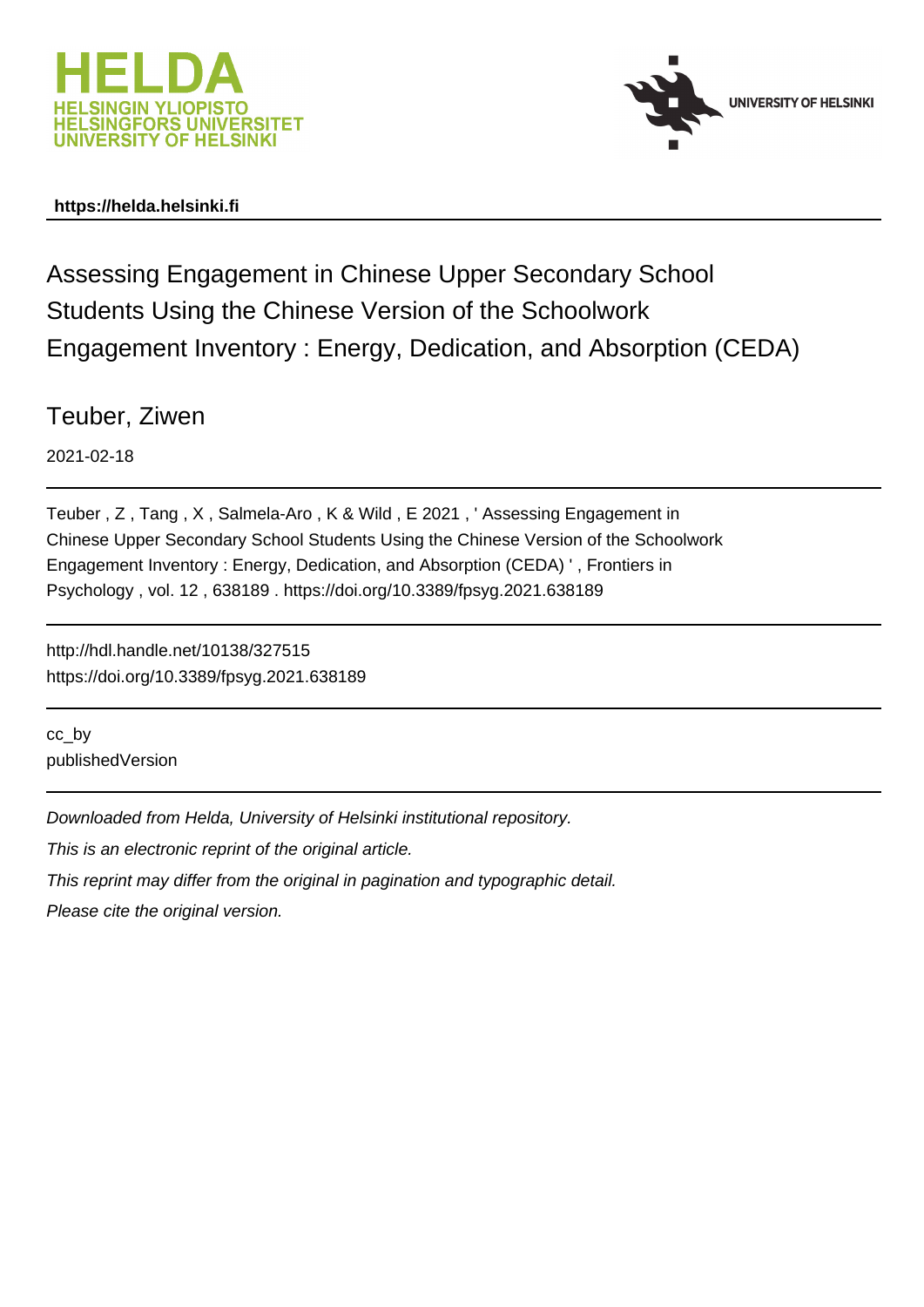HELDA
HELSINGIN YLIOPISTO
HELSINGFORS UNIVERSITET
UNIVERSITY OF HELSINKI

UNIVERSITY OF HELSINKI

**https://helda.helsinki.fi**

# Assessing Engagement in Chinese Upper Secondary School Students Using the Chinese Version of the Schoolwork Engagement Inventory : Energy, Dedication, and Absorption (CEDA)

Teuber, Ziwen

2021-02-18

Teuber , Z , Tang , X , Salmela-Aro , K & Wild , E 2021 , ' Assessing Engagement in Chinese Upper Secondary School Students Using the Chinese Version of the Schoolwork Engagement Inventory : Energy, Dedication, and Absorption (CEDA) ' , Frontiers in Psychology , vol. 12 , 638189 . https://doi.org/10.3389/fpsyg.2021.638189

http://hdl.handle.net/10138/327515
https://doi.org/10.3389/fpsyg.2021.638189

cc_by
publishedVersion

*Downloaded from Helda, University of Helsinki institutional repository.*

*This is an electronic reprint of the original article.*

*This reprint may differ from the original in pagination and typographic detail.*

*Please cite the original version.*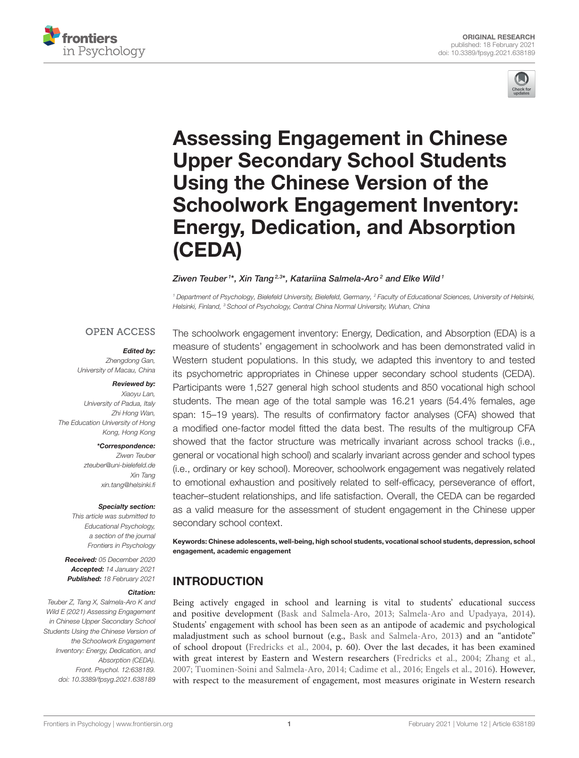# Assessing Engagement in Chinese Upper Secondary School Students Using the Chinese Version of the Schoolwork Engagement Inventory: Energy, Dedication, and Absorption (CEDA)

*Ziwen Teuber[1]\*, Xin Tang[2,3]\*, Katariina Salmela-Aro[2] and Elke Wild[1]*

[1] Department of Psychology, Bielefeld University, Bielefeld, Germany, [2] Faculty of Educational Sciences, University of Helsinki, Helsinki, Finland, [3] School of Psychology, Central China Normal University, Wuhan, China

OPEN ACCESS

***Edited by:***
Zhengdong Gan,
University of Macau, China

***Reviewed by:***
Xiaoyu Lan,
University of Padua, Italy
Zhi Hong Wan,
The Education University of Hong Kong, Hong Kong

***\*Correspondence:***
Ziwen Teuber
zteuber@uni-bielefeld.de
Xin Tang
xin.tang@helsinki.fi

***Specialty section:***
This article was submitted to Educational Psychology, a section of the journal Frontiers in Psychology

***Received:*** 05 December 2020
***Accepted:*** 14 January 2021
***Published:*** 18 February 2021

***Citation:***
Teuber Z, Tang X, Salmela-Aro K and Wild E (2021) Assessing Engagement in Chinese Upper Secondary School Students Using the Chinese Version of the Schoolwork Engagement Inventory: Energy, Dedication, and Absorption (CEDA). Front. Psychol. 12:638189. doi: 10.3389/fpsyg.2021.638189

The schoolwork engagement inventory: Energy, Dedication, and Absorption (EDA) is a measure of students' engagement in schoolwork and has been demonstrated valid in Western student populations. In this study, we adapted this inventory to and tested its psychometric appropriates in Chinese upper secondary school students (CEDA). Participants were 1,527 general high school students and 850 vocational high school students. The mean age of the total sample was 16.21 years (54.4% females, age span: 15–19 years). The results of confirmatory factor analyses (CFA) showed that a modified one-factor model fitted the data best. The results of the multigroup CFA showed that the factor structure was metrically invariant across school tracks (i.e., general or vocational high school) and scalarly invariant across gender and school types (i.e., ordinary or key school). Moreover, schoolwork engagement was negatively related to emotional exhaustion and positively related to self-efficacy, perseverance of effort, teacher–student relationships, and life satisfaction. Overall, the CEDA can be regarded as a valid measure for the assessment of student engagement in the Chinese upper secondary school context.

**Keywords: Chinese adolescents, well-being, high school students, vocational school students, depression, school engagement, academic engagement**

## INTRODUCTION

Being actively engaged in school and learning is vital to students' educational success and positive development (Bask and Salmela-Aro, 2013; Salmela-Aro and Upadyaya, 2014). Students' engagement with school has been seen as an antipode of academic and psychological maladjustment such as school burnout (e.g., Bask and Salmela-Aro, 2013) and an "antidote" of school dropout (Fredricks et al., 2004, p. 60). Over the last decades, it has been examined with great interest by Eastern and Western researchers (Fredricks et al., 2004; Zhang et al., 2007; Tuominen-Soini and Salmela-Aro, 2014; Cadime et al., 2016; Engels et al., 2016). However, with respect to the measurement of engagement, most measures originate in Western research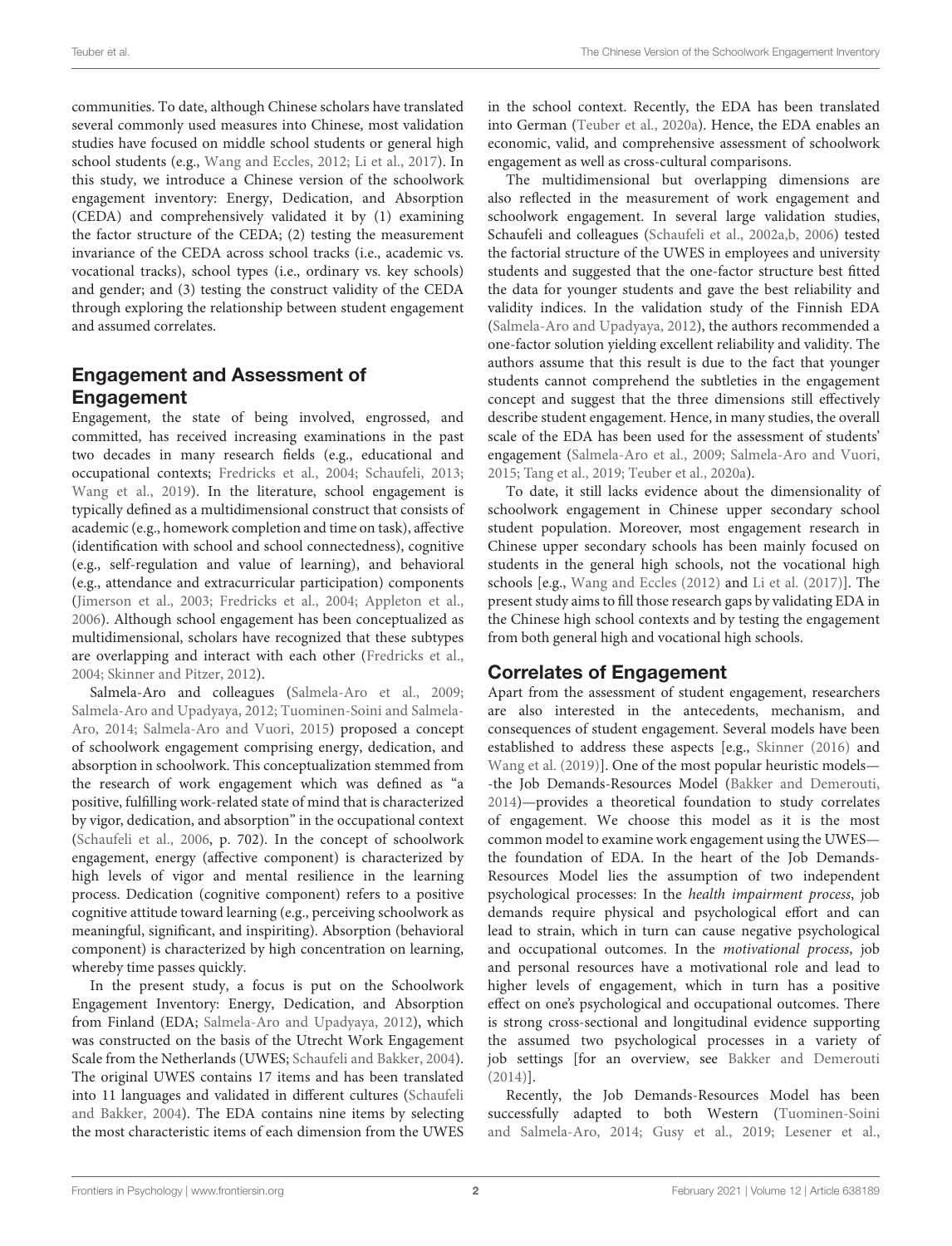communities. To date, although Chinese scholars have translated several commonly used measures into Chinese, most validation studies have focused on middle school students or general high school students (e.g., Wang and Eccles, 2012; Li et al., 2017). In this study, we introduce a Chinese version of the schoolwork engagement inventory: Energy, Dedication, and Absorption (CEDA) and comprehensively validated it by (1) examining the factor structure of the CEDA; (2) testing the measurement invariance of the CEDA across school tracks (i.e., academic vs. vocational tracks), school types (i.e., ordinary vs. key schools) and gender; and (3) testing the construct validity of the CEDA through exploring the relationship between student engagement and assumed correlates.

## Engagement and Assessment of Engagement

Engagement, the state of being involved, engrossed, and committed, has received increasing examinations in the past two decades in many research fields (e.g., educational and occupational contexts; Fredricks et al., 2004; Schaufeli, 2013; Wang et al., 2019). In the literature, school engagement is typically defined as a multidimensional construct that consists of academic (e.g., homework completion and time on task), affective (identification with school and school connectedness), cognitive (e.g., self-regulation and value of learning), and behavioral (e.g., attendance and extracurricular participation) components (Jimerson et al., 2003; Fredricks et al., 2004; Appleton et al., 2006). Although school engagement has been conceptualized as multidimensional, scholars have recognized that these subtypes are overlapping and interact with each other (Fredricks et al., 2004; Skinner and Pitzer, 2012).

Salmela-Aro and colleagues (Salmela-Aro et al., 2009; Salmela-Aro and Upadyaya, 2012; Tuominen-Soini and Salmela-Aro, 2014; Salmela-Aro and Vuori, 2015) proposed a concept of schoolwork engagement comprising energy, dedication, and absorption in schoolwork. This conceptualization stemmed from the research of work engagement which was defined as "a positive, fulfilling work-related state of mind that is characterized by vigor, dedication, and absorption" in the occupational context (Schaufeli et al., 2006, p. 702). In the concept of schoolwork engagement, energy (affective component) is characterized by high levels of vigor and mental resilience in the learning process. Dedication (cognitive component) refers to a positive cognitive attitude toward learning (e.g., perceiving schoolwork as meaningful, significant, and inspiriting). Absorption (behavioral component) is characterized by high concentration on learning, whereby time passes quickly.

In the present study, a focus is put on the Schoolwork Engagement Inventory: Energy, Dedication, and Absorption from Finland (EDA; Salmela-Aro and Upadyaya, 2012), which was constructed on the basis of the Utrecht Work Engagement Scale from the Netherlands (UWES; Schaufeli and Bakker, 2004). The original UWES contains 17 items and has been translated into 11 languages and validated in different cultures (Schaufeli and Bakker, 2004). The EDA contains nine items by selecting the most characteristic items of each dimension from the UWES in the school context. Recently, the EDA has been translated into German (Teuber et al., 2020a). Hence, the EDA enables an economic, valid, and comprehensive assessment of schoolwork engagement as well as cross-cultural comparisons.

The multidimensional but overlapping dimensions are also reflected in the measurement of work engagement and schoolwork engagement. In several large validation studies, Schaufeli and colleagues (Schaufeli et al., 2002a,b, 2006) tested the factorial structure of the UWES in employees and university students and suggested that the one-factor structure best fitted the data for younger students and gave the best reliability and validity indices. In the validation study of the Finnish EDA (Salmela-Aro and Upadyaya, 2012), the authors recommended a one-factor solution yielding excellent reliability and validity. The authors assume that this result is due to the fact that younger students cannot comprehend the subtleties in the engagement concept and suggest that the three dimensions still effectively describe student engagement. Hence, in many studies, the overall scale of the EDA has been used for the assessment of students' engagement (Salmela-Aro et al., 2009; Salmela-Aro and Vuori, 2015; Tang et al., 2019; Teuber et al., 2020a).

To date, it still lacks evidence about the dimensionality of schoolwork engagement in Chinese upper secondary school student population. Moreover, most engagement research in Chinese upper secondary schools has been mainly focused on students in the general high schools, not the vocational high schools [e.g., Wang and Eccles (2012) and Li et al. (2017)]. The present study aims to fill those research gaps by validating EDA in the Chinese high school contexts and by testing the engagement from both general high and vocational high schools.

## Correlates of Engagement

Apart from the assessment of student engagement, researchers are also interested in the antecedents, mechanism, and consequences of student engagement. Several models have been established to address these aspects [e.g., Skinner (2016) and Wang et al. (2019)]. One of the most popular heuristic models—-the Job Demands-Resources Model (Bakker and Demerouti, 2014)—provides a theoretical foundation to study correlates of engagement. We choose this model as it is the most common model to examine work engagement using the UWES—the foundation of EDA. In the heart of the Job Demands-Resources Model lies the assumption of two independent psychological processes: In the *health impairment process*, job demands require physical and psychological effort and can lead to strain, which in turn can cause negative psychological and occupational outcomes. In the *motivational process*, job and personal resources have a motivational role and lead to higher levels of engagement, which in turn has a positive effect on one's psychological and occupational outcomes. There is strong cross-sectional and longitudinal evidence supporting the assumed two psychological processes in a variety of job settings [for an overview, see Bakker and Demerouti (2014)].

Recently, the Job Demands-Resources Model has been successfully adapted to both Western (Tuominen-Soini and Salmela-Aro, 2014; Gusy et al., 2019; Lesener et al.,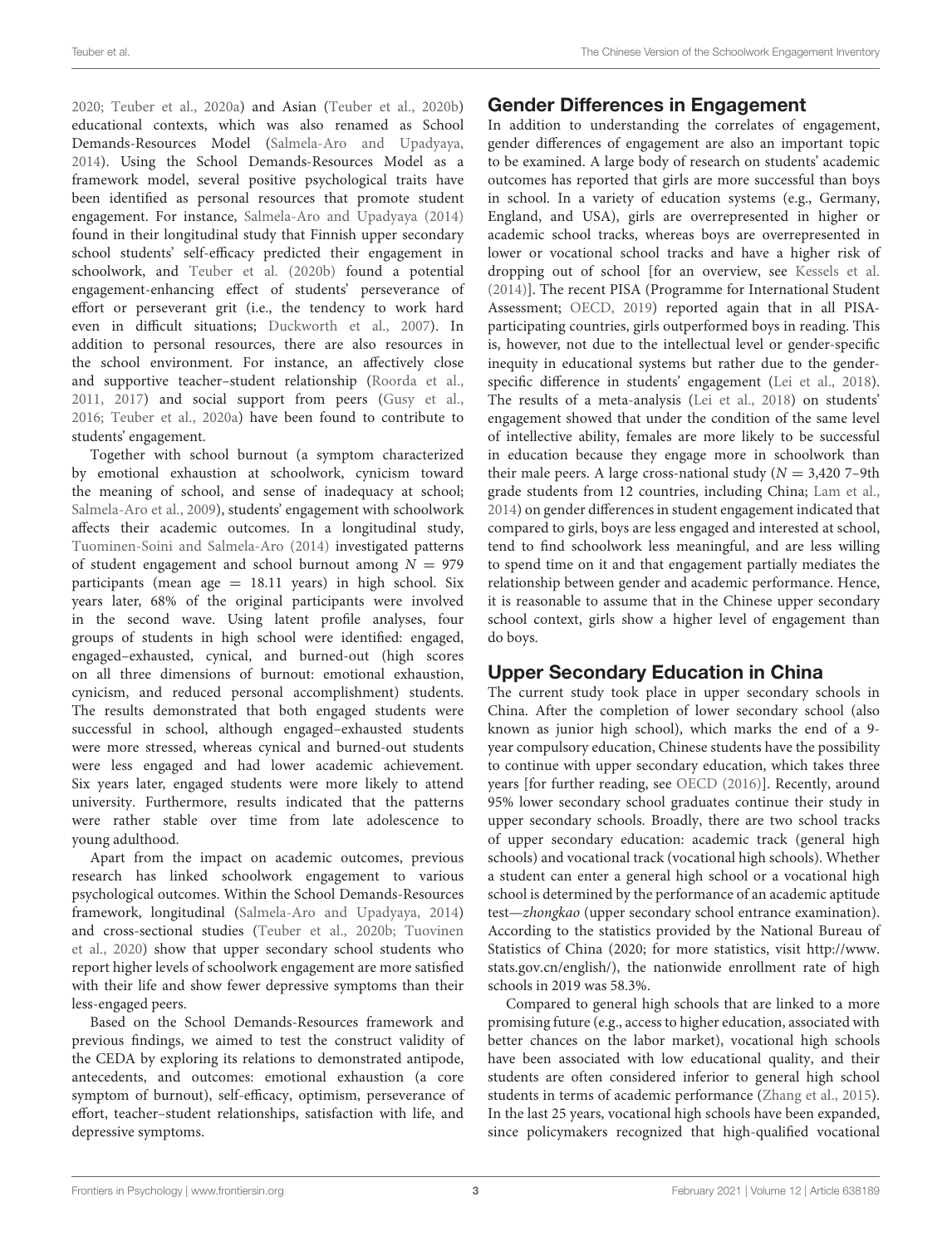2020; Teuber et al., 2020a) and Asian (Teuber et al., 2020b) educational contexts, which was also renamed as School Demands-Resources Model (Salmela-Aro and Upadyaya, 2014). Using the School Demands-Resources Model as a framework model, several positive psychological traits have been identified as personal resources that promote student engagement. For instance, Salmela-Aro and Upadyaya (2014) found in their longitudinal study that Finnish upper secondary school students' self-efficacy predicted their engagement in schoolwork, and Teuber et al. (2020b) found a potential engagement-enhancing effect of students' perseverance of effort or perseverant grit (i.e., the tendency to work hard even in difficult situations; Duckworth et al., 2007). In addition to personal resources, there are also resources in the school environment. For instance, an affectively close and supportive teacher–student relationship (Roorda et al., 2011, 2017) and social support from peers (Gusy et al., 2016; Teuber et al., 2020a) have been found to contribute to students' engagement.

Together with school burnout (a symptom characterized by emotional exhaustion at schoolwork, cynicism toward the meaning of school, and sense of inadequacy at school; Salmela-Aro et al., 2009), students' engagement with schoolwork affects their academic outcomes. In a longitudinal study, Tuominen-Soini and Salmela-Aro (2014) investigated patterns of student engagement and school burnout among $N = 979$ participants (mean age = 18.11 years) in high school. Six years later, 68% of the original participants were involved in the second wave. Using latent profile analyses, four groups of students in high school were identified: engaged, engaged–exhausted, cynical, and burned-out (high scores on all three dimensions of burnout: emotional exhaustion, cynicism, and reduced personal accomplishment) students. The results demonstrated that both engaged students were successful in school, although engaged–exhausted students were more stressed, whereas cynical and burned-out students were less engaged and had lower academic achievement. Six years later, engaged students were more likely to attend university. Furthermore, results indicated that the patterns were rather stable over time from late adolescence to young adulthood.

Apart from the impact on academic outcomes, previous research has linked schoolwork engagement to various psychological outcomes. Within the School Demands-Resources framework, longitudinal (Salmela-Aro and Upadyaya, 2014) and cross-sectional studies (Teuber et al., 2020b; Tuovinen et al., 2020) show that upper secondary school students who report higher levels of schoolwork engagement are more satisfied with their life and show fewer depressive symptoms than their less-engaged peers.

Based on the School Demands-Resources framework and previous findings, we aimed to test the construct validity of the CEDA by exploring its relations to demonstrated antipode, antecedents, and outcomes: emotional exhaustion (a core symptom of burnout), self-efficacy, optimism, perseverance of effort, teacher–student relationships, satisfaction with life, and depressive symptoms.

## Gender Differences in Engagement

In addition to understanding the correlates of engagement, gender differences of engagement are also an important topic to be examined. A large body of research on students' academic outcomes has reported that girls are more successful than boys in school. In a variety of education systems (e.g., Germany, England, and USA), girls are overrepresented in higher or academic school tracks, whereas boys are overrepresented in lower or vocational school tracks and have a higher risk of dropping out of school [for an overview, see Kessels et al. (2014)]. The recent PISA (Programme for International Student Assessment; OECD, 2019) reported again that in all PISA-participating countries, girls outperformed boys in reading. This is, however, not due to the intellectual level or gender-specific inequity in educational systems but rather due to the gender-specific difference in students' engagement (Lei et al., 2018). The results of a meta-analysis (Lei et al., 2018) on students' engagement showed that under the condition of the same level of intellective ability, females are more likely to be successful in education because they engage more in schoolwork than their male peers. A large cross-national study ($N = 3,420$ 7–9th grade students from 12 countries, including China; Lam et al., 2014) on gender differences in student engagement indicated that compared to girls, boys are less engaged and interested at school, tend to find schoolwork less meaningful, and are less willing to spend time on it and that engagement partially mediates the relationship between gender and academic performance. Hence, it is reasonable to assume that in the Chinese upper secondary school context, girls show a higher level of engagement than do boys.

## Upper Secondary Education in China

The current study took place in upper secondary schools in China. After the completion of lower secondary school (also known as junior high school), which marks the end of a 9-year compulsory education, Chinese students have the possibility to continue with upper secondary education, which takes three years [for further reading, see OECD (2016)]. Recently, around 95% lower secondary school graduates continue their study in upper secondary schools. Broadly, there are two school tracks of upper secondary education: academic track (general high schools) and vocational track (vocational high schools). Whether a student can enter a general high school or a vocational high school is determined by the performance of an academic aptitude test—*zhongkao* (upper secondary school entrance examination). According to the statistics provided by the National Bureau of Statistics of China (2020; for more statistics, visit http://www.stats.gov.cn/english/), the nationwide enrollment rate of high schools in 2019 was 58.3%.

Compared to general high schools that are linked to a more promising future (e.g., access to higher education, associated with better chances on the labor market), vocational high schools have been associated with low educational quality, and their students are often considered inferior to general high school students in terms of academic performance (Zhang et al., 2015). In the last 25 years, vocational high schools have been expanded, since policymakers recognized that high-qualified vocational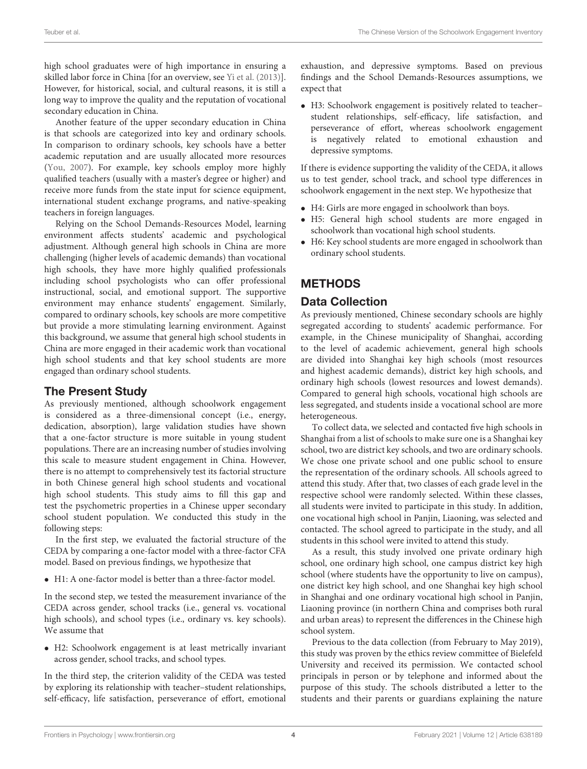high school graduates were of high importance in ensuring a skilled labor force in China [for an overview, see Yi et al. (2013)]. However, for historical, social, and cultural reasons, it is still a long way to improve the quality and the reputation of vocational secondary education in China.

Another feature of the upper secondary education in China is that schools are categorized into key and ordinary schools. In comparison to ordinary schools, key schools have a better academic reputation and are usually allocated more resources (You, 2007). For example, key schools employ more highly qualified teachers (usually with a master's degree or higher) and receive more funds from the state input for science equipment, international student exchange programs, and native-speaking teachers in foreign languages.

Relying on the School Demands-Resources Model, learning environment affects students' academic and psychological adjustment. Although general high schools in China are more challenging (higher levels of academic demands) than vocational high schools, they have more highly qualified professionals including school psychologists who can offer professional instructional, social, and emotional support. The supportive environment may enhance students' engagement. Similarly, compared to ordinary schools, key schools are more competitive but provide a more stimulating learning environment. Against this background, we assume that general high school students in China are more engaged in their academic work than vocational high school students and that key school students are more engaged than ordinary school students.

## The Present Study

As previously mentioned, although schoolwork engagement is considered as a three-dimensional concept (i.e., energy, dedication, absorption), large validation studies have shown that a one-factor structure is more suitable in young student populations. There are an increasing number of studies involving this scale to measure student engagement in China. However, there is no attempt to comprehensively test its factorial structure in both Chinese general high school students and vocational high school students. This study aims to fill this gap and test the psychometric properties in a Chinese upper secondary school student population. We conducted this study in the following steps:

In the first step, we evaluated the factorial structure of the CEDA by comparing a one-factor model with a three-factor CFA model. Based on previous findings, we hypothesize that

- H1: A one-factor model is better than a three-factor model.

In the second step, we tested the measurement invariance of the CEDA across gender, school tracks (i.e., general vs. vocational high schools), and school types (i.e., ordinary vs. key schools). We assume that

- H2: Schoolwork engagement is at least metrically invariant across gender, school tracks, and school types.

In the third step, the criterion validity of the CEDA was tested by exploring its relationship with teacher–student relationships, self-efficacy, life satisfaction, perseverance of effort, emotional exhaustion, and depressive symptoms. Based on previous findings and the School Demands-Resources assumptions, we expect that

- H3: Schoolwork engagement is positively related to teacher–student relationships, self-efficacy, life satisfaction, and perseverance of effort, whereas schoolwork engagement is negatively related to emotional exhaustion and depressive symptoms.

If there is evidence supporting the validity of the CEDA, it allows us to test gender, school track, and school type differences in schoolwork engagement in the next step. We hypothesize that

- H4: Girls are more engaged in schoolwork than boys.
- H5: General high school students are more engaged in schoolwork than vocational high school students.
- H6: Key school students are more engaged in schoolwork than ordinary school students.

# METHODS

## Data Collection

As previously mentioned, Chinese secondary schools are highly segregated according to students' academic performance. For example, in the Chinese municipality of Shanghai, according to the level of academic achievement, general high schools are divided into Shanghai key high schools (most resources and highest academic demands), district key high schools, and ordinary high schools (lowest resources and lowest demands). Compared to general high schools, vocational high schools are less segregated, and students inside a vocational school are more heterogeneous.

To collect data, we selected and contacted five high schools in Shanghai from a list of schools to make sure one is a Shanghai key school, two are district key schools, and two are ordinary schools. We chose one private school and one public school to ensure the representation of the ordinary schools. All schools agreed to attend this study. After that, two classes of each grade level in the respective school were randomly selected. Within these classes, all students were invited to participate in this study. In addition, one vocational high school in Panjin, Liaoning, was selected and contacted. The school agreed to participate in the study, and all students in this school were invited to attend this study.

As a result, this study involved one private ordinary high school, one ordinary high school, one campus district key high school (where students have the opportunity to live on campus), one district key high school, and one Shanghai key high school in Shanghai and one ordinary vocational high school in Panjin, Liaoning province (in northern China and comprises both rural and urban areas) to represent the differences in the Chinese high school system.

Previous to the data collection (from February to May 2019), this study was proven by the ethics review committee of Bielefeld University and received its permission. We contacted school principals in person or by telephone and informed about the purpose of this study. The schools distributed a letter to the students and their parents or guardians explaining the nature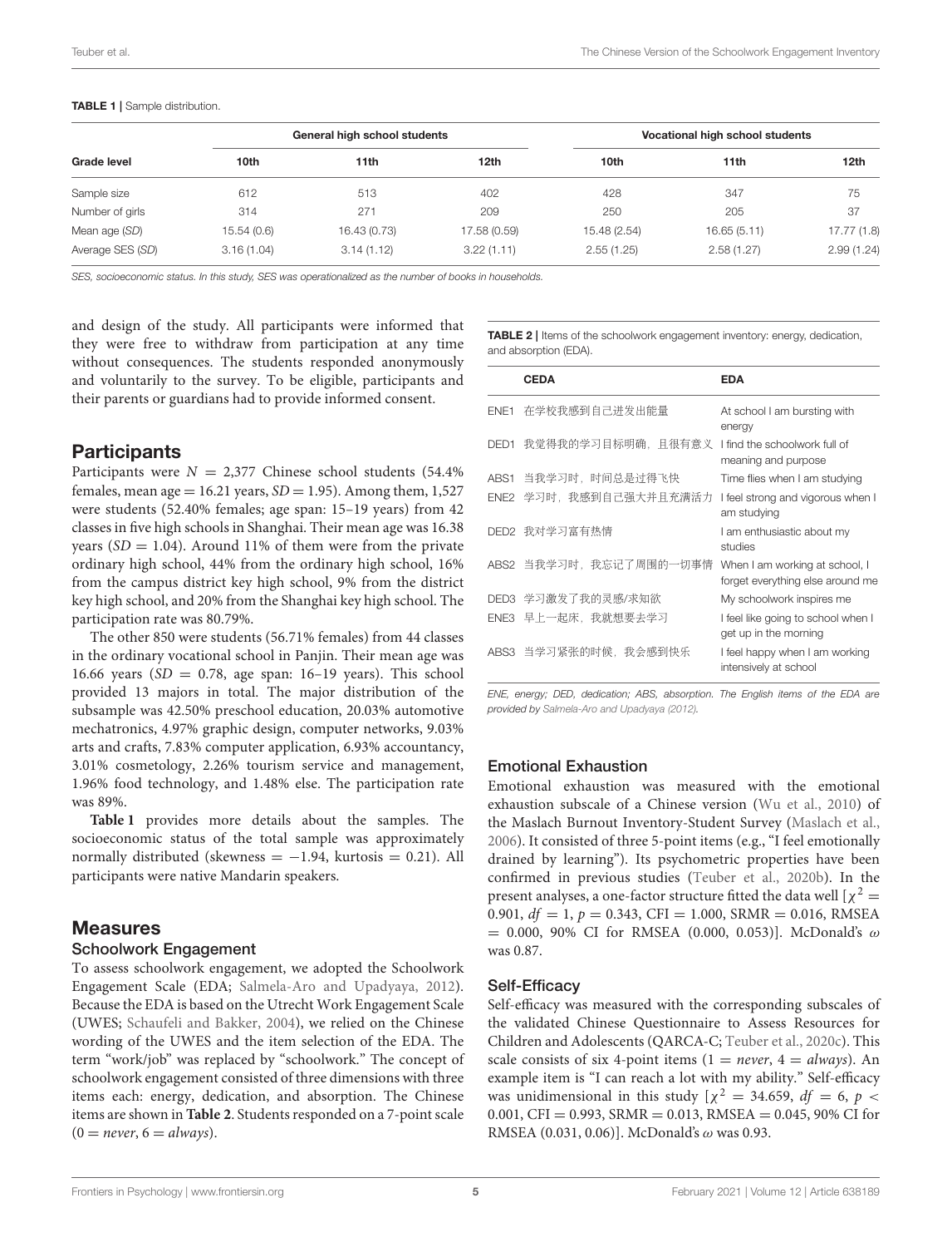**TABLE 1 |** Sample distribution.

| Grade level | General high school students | | | Vocational high school students | | |
|---|---|---|---|---|---|---|
| | 10th | 11th | 12th | 10th | 11th | 12th |
| Sample size | 612 | 513 | 402 | 428 | 347 | 75 |
| Number of girls | 314 | 271 | 209 | 250 | 205 | 37 |
| Mean age (*SD*) | 15.54 (0.6) | 16.43 (0.73) | 17.58 (0.59) | 15.48 (2.54) | 16.65 (5.11) | 17.77 (1.8) |
| Average SES (*SD*) | 3.16 (1.04) | 3.14 (1.12) | 3.22 (1.11) | 2.55 (1.25) | 2.58 (1.27) | 2.99 (1.24) |

*SES, socioeconomic status. In this study, SES was operationalized as the number of books in households.*

and design of the study. All participants were informed that they were free to withdraw from participation at any time without consequences. The students responded anonymously and voluntarily to the survey. To be eligible, participants and their parents or guardians had to provide informed consent.

## Participants

Participants were $N = 2,377$ Chinese school students (54.4% females, mean age = 16.21 years, $SD = 1.95$). Among them, 1,527 were students (52.40% females; age span: 15–19 years) from 42 classes in five high schools in Shanghai. Their mean age was 16.38 years ($SD = 1.04$). Around 11% of them were from the private ordinary high school, 44% from the ordinary high school, 16% from the campus district key high school, 9% from the district key high school, and 20% from the Shanghai key high school. The participation rate was 80.79%.

The other 850 were students (56.71% females) from 44 classes in the ordinary vocational school in Panjin. Their mean age was 16.66 years ($SD = 0.78$, age span: 16–19 years). This school provided 13 majors in total. The major distribution of the subsample was 42.50% preschool education, 20.03% automotive mechatronics, 4.97% graphic design, computer networks, 9.03% arts and crafts, 7.83% computer application, 6.93% accountancy, 3.01% cosmetology, 2.26% tourism service and management, 1.96% food technology, and 1.48% else. The participation rate was 89%.

**Table 1** provides more details about the samples. The socioeconomic status of the total sample was approximately normally distributed (skewness = −1.94, kurtosis = 0.21). All participants were native Mandarin speakers.

## Measures

### Schoolwork Engagement

To assess schoolwork engagement, we adopted the Schoolwork Engagement Scale (EDA; Salmela-Aro and Upadyaya, 2012). Because the EDA is based on the Utrecht Work Engagement Scale (UWES; Schaufeli and Bakker, 2004), we relied on the Chinese wording of the UWES and the item selection of the EDA. The term "work/job" was replaced by "schoolwork." The concept of schoolwork engagement consisted of three dimensions with three items each: energy, dedication, and absorption. The Chinese items are shown in **Table 2**. Students responded on a 7-point scale (0 = *never*, 6 = *always*).

**TABLE 2 |** Items of the schoolwork engagement inventory: energy, dedication, and absorption (EDA).

| | CEDA | EDA |
|---|---|---|
| ENE1 | 在学校我感到自己迸发出能量 | At school I am bursting with energy |
| DED1 | 我觉得我的学习目标明确，且很有意义 | I find the schoolwork full of meaning and purpose |
| ABS1 | 当我学习时，时间总是过得飞快 | Time flies when I am studying |
| ENE2 | 学习时，我感到自己强大并且充满活力 | I feel strong and vigorous when I am studying |
| DED2 | 我对学习富有热情 | I am enthusiastic about my studies |
| ABS2 | 当我学习时，我忘记了周围的一切事情 | When I am working at school, I forget everything else around me |
| DED3 | 学习激发了我的灵感/求知欲 | My schoolwork inspires me |
| ENE3 | 早上一起床，我就想要去学习 | I feel like going to school when I get up in the morning |
| ABS3 | 当学习紧张的时候，我会感到快乐 | I feel happy when I am working intensively at school |

*ENE, energy; DED, dedication; ABS, absorption. The English items of the EDA are provided by Salmela-Aro and Upadyaya (2012).*

### Emotional Exhaustion

Emotional exhaustion was measured with the emotional exhaustion subscale of a Chinese version (Wu et al., 2010) of the Maslach Burnout Inventory-Student Survey (Maslach et al., 2006). It consisted of three 5-point items (e.g., "I feel emotionally drained by learning"). Its psychometric properties have been confirmed in previous studies (Teuber et al., 2020b). In the present analyses, a one-factor structure fitted the data well [$\chi^2 = 0.901$, $df = 1$, $p = 0.343$, CFI = 1.000, SRMR = 0.016, RMSEA = 0.000, 90% CI for RMSEA (0.000, 0.053)]. McDonald's $\omega$ was 0.87.

### Self-Efficacy

Self-efficacy was measured with the corresponding subscales of the validated Chinese Questionnaire to Assess Resources for Children and Adolescents (QARCA-C; Teuber et al., 2020c). This scale consists of six 4-point items (1 = *never*, 4 = *always*). An example item is "I can reach a lot with my ability." Self-efficacy was unidimensional in this study [$\chi^2 = 34.659$, $df = 6$, $p < 0.001$, CFI = 0.993, SRMR = 0.013, RMSEA = 0.045, 90% CI for RMSEA (0.031, 0.06)]. McDonald's $\omega$ was 0.93.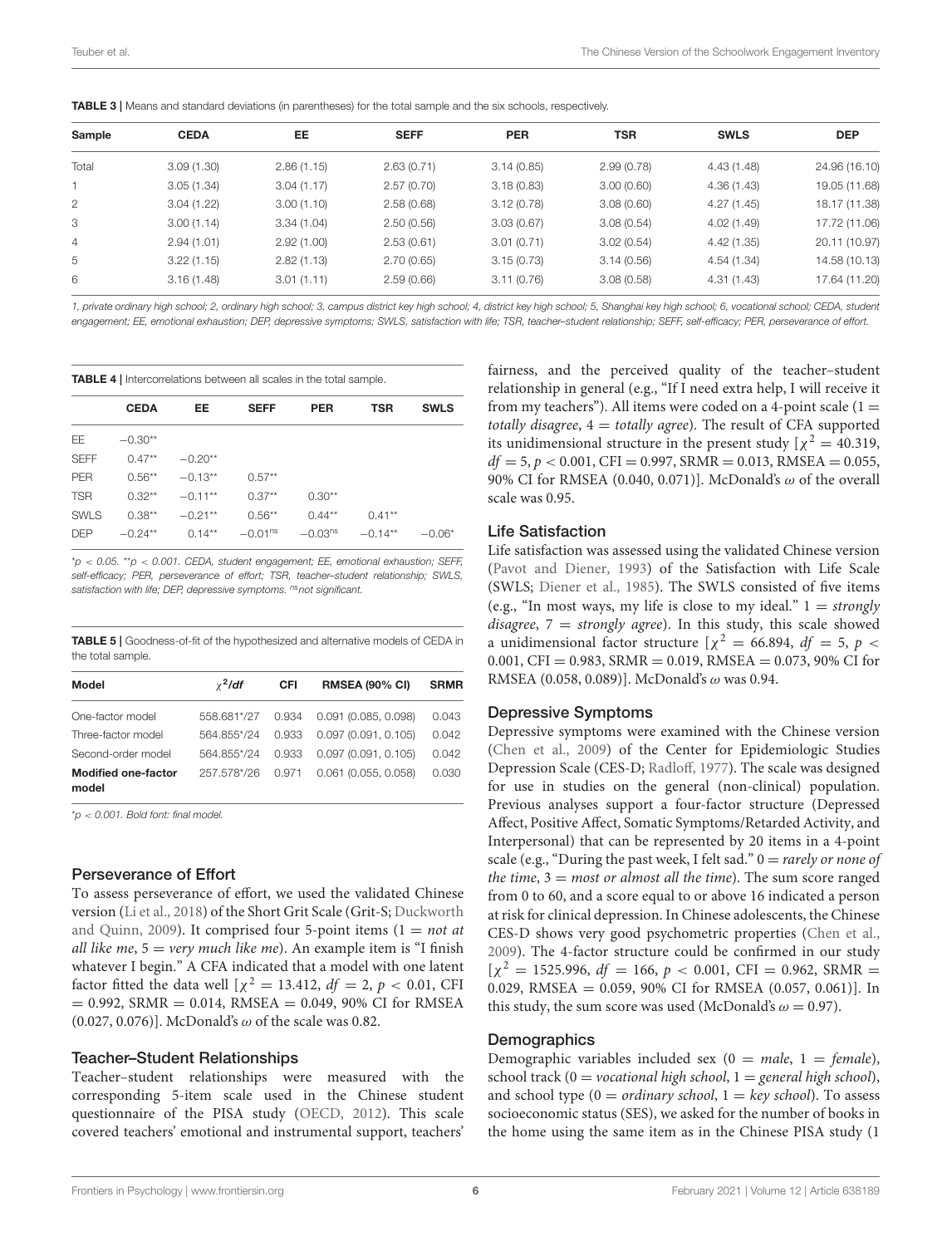**TABLE 3 |** Means and standard deviations (in parentheses) for the total sample and the six schools, respectively.

| Sample | CEDA | EE | SEFF | PER | TSR | SWLS | DEP |
|---|---|---|---|---|---|---|---|
| Total | 3.09 (1.30) | 2.86 (1.15) | 2.63 (0.71) | 3.14 (0.85) | 2.99 (0.78) | 4.43 (1.48) | 24.96 (16.10) |
| 1 | 3.05 (1.34) | 3.04 (1.17) | 2.57 (0.70) | 3.18 (0.83) | 3.00 (0.60) | 4.36 (1.43) | 19.05 (11.68) |
| 2 | 3.04 (1.22) | 3.00 (1.10) | 2.58 (0.68) | 3.12 (0.78) | 3.08 (0.60) | 4.27 (1.45) | 18.17 (11.38) |
| 3 | 3.00 (1.14) | 3.34 (1.04) | 2.50 (0.56) | 3.03 (0.67) | 3.08 (0.54) | 4.02 (1.49) | 17.72 (11.06) |
| 4 | 2.94 (1.01) | 2.92 (1.00) | 2.53 (0.61) | 3.01 (0.71) | 3.02 (0.54) | 4.42 (1.35) | 20.11 (10.97) |
| 5 | 3.22 (1.15) | 2.82 (1.13) | 2.70 (0.65) | 3.15 (0.73) | 3.14 (0.56) | 4.54 (1.34) | 14.58 (10.13) |
| 6 | 3.16 (1.48) | 3.01 (1.11) | 2.59 (0.66) | 3.11 (0.76) | 3.08 (0.58) | 4.31 (1.43) | 17.64 (11.20) |

*1, private ordinary high school; 2, ordinary high school; 3, campus district key high school; 4, district key high school; 5, Shanghai key high school; 6, vocational school; CEDA, student engagement; EE, emotional exhaustion; DEP, depressive symptoms; SWLS, satisfaction with life; TSR, teacher–student relationship; SEFF, self-efficacy; PER, perseverance of effort.*

**TABLE 4 |** Intercorrelations between all scales in the total sample.

| | CEDA | EE | SEFF | PER | TSR | SWLS |
|---|---|---|---|---|---|---|
| EE | −0.30** | | | | | |
| SEFF | 0.47** | −0.20** | | | | |
| PER | 0.56** | −0.13** | 0.57** | | | |
| TSR | 0.32** | −0.11** | 0.37** | 0.30** | | |
| SWLS | 0.38** | −0.21** | 0.56** | 0.44** | 0.41** | |
| DEP | −0.24** | 0.14** | −0.01$^{ns}$ | −0.03$^{ns}$ | −0.14** | −0.06* |

*$p < 0.05$. **$p < 0.001$. CEDA, student engagement; EE, emotional exhaustion; SEFF, self-efficacy; PER, perseverance of effort; TSR, teacher–student relationship; SWLS, satisfaction with life; DEP, depressive symptoms. $^{ns}$not significant.

**TABLE 5 |** Goodness-of-fit of the hypothesized and alternative models of CEDA in the total sample.

| Model | $\chi^2/df$ | CFI | RMSEA (90% CI) | SRMR |
|---|---|---|---|---|
| One-factor model | 558.681*/27 | 0.934 | 0.091 (0.085, 0.098) | 0.043 |
| Three-factor model | 564.855*/24 | 0.933 | 0.097 (0.091, 0.105) | 0.042 |
| Second-order model | 564.855*/24 | 0.933 | 0.097 (0.091, 0.105) | 0.042 |
| **Modified one-factor model** | 257.578*/26 | 0.971 | 0.061 (0.055, 0.058) | 0.030 |

*$p < 0.001$. Bold font: final model.

### Perseverance of Effort

To assess perseverance of effort, we used the validated Chinese version (Li et al., 2018) of the Short Grit Scale (Grit-S; Duckworth and Quinn, 2009). It comprised four 5-point items (1 = *not at all like me*, 5 = *very much like me*). An example item is "I finish whatever I begin." A CFA indicated that a model with one latent factor fitted the data well [$\chi^2 = 13.412$, $df = 2$, $p < 0.01$, CFI = 0.992, SRMR = 0.014, RMSEA = 0.049, 90% CI for RMSEA (0.027, 0.076)]. McDonald's $\omega$ of the scale was 0.82.

### Teacher–Student Relationships

Teacher–student relationships were measured with the corresponding 5-item scale used in the Chinese student questionnaire of the PISA study (OECD, 2012). This scale covered teachers' emotional and instrumental support, teachers' fairness, and the perceived quality of the teacher–student relationship in general (e.g., "If I need extra help, I will receive it from my teachers"). All items were coded on a 4-point scale (1 = *totally disagree*, 4 = *totally agree*). The result of CFA supported its unidimensional structure in the present study [$\chi^2 = 40.319$, $df = 5$, $p < 0.001$, CFI = 0.997, SRMR = 0.013, RMSEA = 0.055, 90% CI for RMSEA (0.040, 0.071)]. McDonald's $\omega$ of the overall scale was 0.95.

### Life Satisfaction

Life satisfaction was assessed using the validated Chinese version (Pavot and Diener, 1993) of the Satisfaction with Life Scale (SWLS; Diener et al., 1985). The SWLS consisted of five items (e.g., "In most ways, my life is close to my ideal." 1 = *strongly disagree*, 7 = *strongly agree*). In this study, this scale showed a unidimensional factor structure [$\chi^2 = 66.894$, $df = 5$, $p < 0.001$, CFI = 0.983, SRMR = 0.019, RMSEA = 0.073, 90% CI for RMSEA (0.058, 0.089)]. McDonald's $\omega$ was 0.94.

### Depressive Symptoms

Depressive symptoms were examined with the Chinese version (Chen et al., 2009) of the Center for Epidemiologic Studies Depression Scale (CES-D; Radloff, 1977). The scale was designed for use in studies on the general (non-clinical) population. Previous analyses support a four-factor structure (Depressed Affect, Positive Affect, Somatic Symptoms/Retarded Activity, and Interpersonal) that can be represented by 20 items in a 4-point scale (e.g., "During the past week, I felt sad." 0 = *rarely or none of the time*, 3 = *most or almost all the time*). The sum score ranged from 0 to 60, and a score equal to or above 16 indicated a person at risk for clinical depression. In Chinese adolescents, the Chinese CES-D shows very good psychometric properties (Chen et al., 2009). The 4-factor structure could be confirmed in our study [$\chi^2 = 1525.996$, $df = 166$, $p < 0.001$, CFI = 0.962, SRMR = 0.029, RMSEA = 0.059, 90% CI for RMSEA (0.057, 0.061)]. In this study, the sum score was used (McDonald's $\omega = 0.97$).

### Demographics

Demographic variables included sex (0 = *male*, 1 = *female*), school track (0 = *vocational high school*, 1 = *general high school*), and school type (0 = *ordinary school*, 1 = *key school*). To assess socioeconomic status (SES), we asked for the number of books in the home using the same item as in the Chinese PISA study (1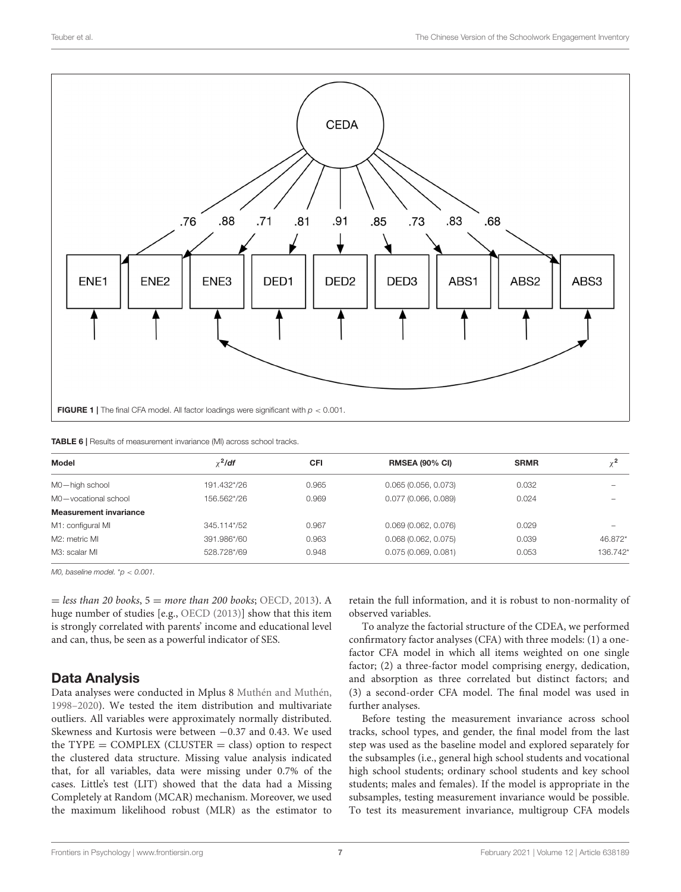FIGURE 1 | The final CFA model. All factor loadings were significant with $p < 0.001$.

TABLE 6 | Results of measurement invariance (MI) across school tracks.

| Model | $\chi^2/df$ | CFI | RMSEA (90% CI) | SRMR | $\chi^2$ |
|---|---|---|---|---|---|
| M0—high school | 191.432*/26 | 0.965 | 0.065 (0.056, 0.073) | 0.032 | – |
| M0—vocational school | 156.562*/26 | 0.969 | 0.077 (0.066, 0.089) | 0.024 | – |
| **Measurement invariance** | | | | | |
| M1: configural MI | 345.114*/52 | 0.967 | 0.069 (0.062, 0.076) | 0.029 | – |
| M2: metric MI | 391.986*/60 | 0.963 | 0.068 (0.062, 0.075) | 0.039 | 46.872* |
| M3: scalar MI | 528.728*/69 | 0.948 | 0.075 (0.069, 0.081) | 0.053 | 136.742* |

*M0, baseline model. *p < 0.001.*

= *less than 20 books*, 5 = *more than 200 books*; OECD, 2013). A huge number of studies [e.g., OECD (2013)] show that this item is strongly correlated with parents' income and educational level and can, thus, be seen as a powerful indicator of SES.

## Data Analysis

Data analyses were conducted in Mplus 8 Muthén and Muthén, 1998–2020). We tested the item distribution and multivariate outliers. All variables were approximately normally distributed. Skewness and Kurtosis were between −0.37 and 0.43. We used the TYPE = COMPLEX (CLUSTER = class) option to respect the clustered data structure. Missing value analysis indicated that, for all variables, data were missing under 0.7% of the cases. Little's test (LIT) showed that the data had a Missing Completely at Random (MCAR) mechanism. Moreover, we used the maximum likelihood robust (MLR) as the estimator to retain the full information, and it is robust to non-normality of observed variables.

To analyze the factorial structure of the CDEA, we performed confirmatory factor analyses (CFA) with three models: (1) a one-factor CFA model in which all items weighted on one single factor; (2) a three-factor model comprising energy, dedication, and absorption as three correlated but distinct factors; and (3) a second-order CFA model. The final model was used in further analyses.

Before testing the measurement invariance across school tracks, school types, and gender, the final model from the last step was used as the baseline model and explored separately for the subsamples (i.e., general high school students and vocational high school students; ordinary school students and key school students; males and females). If the model is appropriate in the subsamples, testing measurement invariance would be possible. To test its measurement invariance, multigroup CFA models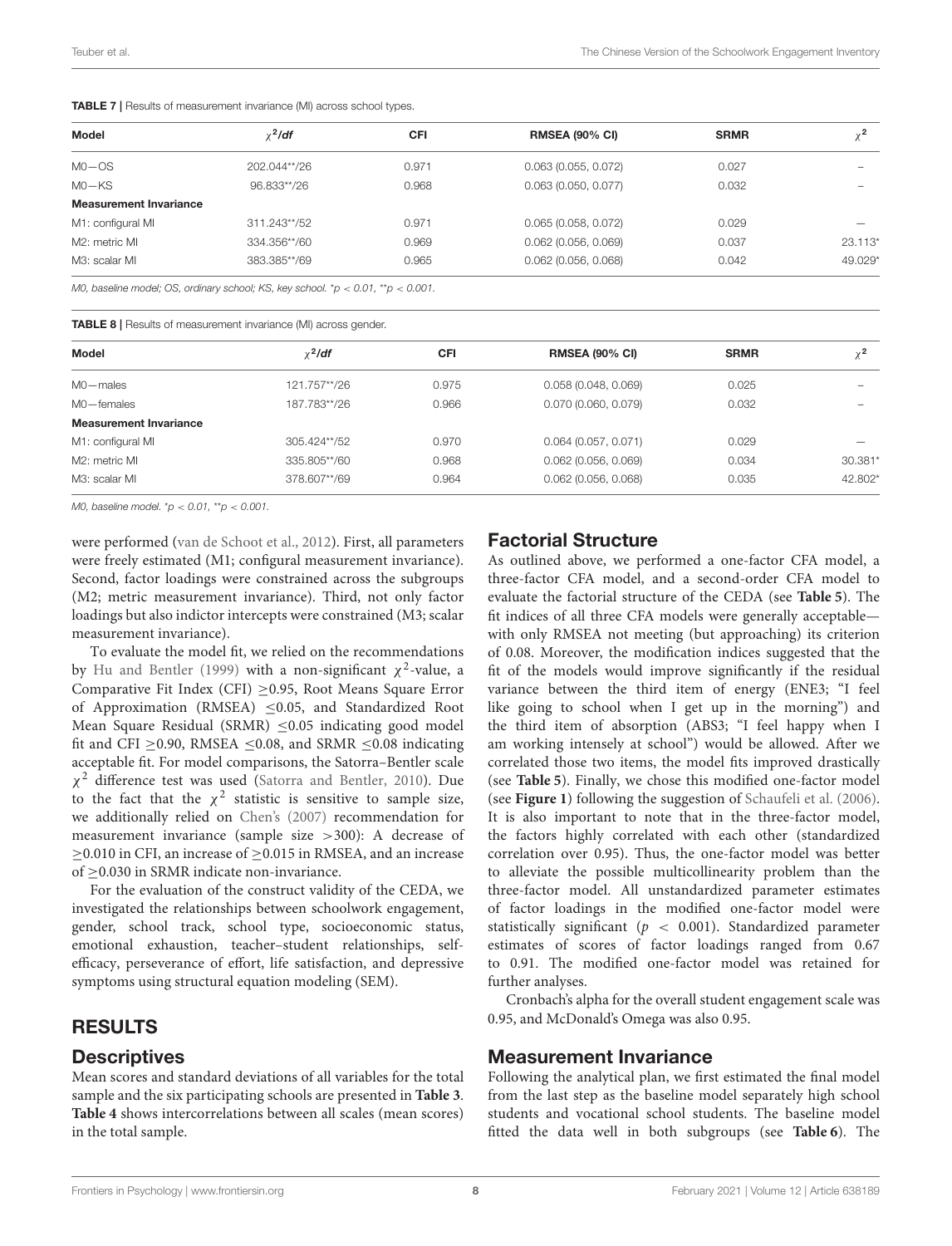**TABLE 7 |** Results of measurement invariance (MI) across school types.

| Model | $\chi^2/df$ | CFI | RMSEA (90% CI) | SRMR | $\chi^2$ |
|---|---|---|---|---|---|
| M0—OS | 202.044**/26 | 0.971 | 0.063 (0.055, 0.072) | 0.027 | – |
| M0—KS | 96.833**/26 | 0.968 | 0.063 (0.050, 0.077) | 0.032 | – |
| **Measurement Invariance** | | | | | |
| M1: configural MI | 311.243**/52 | 0.971 | 0.065 (0.058, 0.072) | 0.029 | — |
| M2: metric MI | 334.356**/60 | 0.969 | 0.062 (0.056, 0.069) | 0.037 | 23.113* |
| M3: scalar MI | 383.385**/69 | 0.965 | 0.062 (0.056, 0.068) | 0.042 | 49.029* |

*M0, baseline model; OS, ordinary school; KS, key school. *p < 0.01, **p < 0.001.*

**TABLE 8 |** Results of measurement invariance (MI) across gender.

| Model | $\chi^2/df$ | CFI | RMSEA (90% CI) | SRMR | $\chi^2$ |
|---|---|---|---|---|---|
| M0—males | 121.757**/26 | 0.975 | 0.058 (0.048, 0.069) | 0.025 | – |
| M0—females | 187.783**/26 | 0.966 | 0.070 (0.060, 0.079) | 0.032 | – |
| **Measurement Invariance** | | | | | |
| M1: configural MI | 305.424**/52 | 0.970 | 0.064 (0.057, 0.071) | 0.029 | — |
| M2: metric MI | 335.805**/60 | 0.968 | 0.062 (0.056, 0.069) | 0.034 | 30.381* |
| M3: scalar MI | 378.607**/69 | 0.964 | 0.062 (0.056, 0.068) | 0.035 | 42.802* |

*M0, baseline model. *p < 0.01, **p < 0.001.*

were performed (van de Schoot et al., 2012). First, all parameters were freely estimated (M1; configural measurement invariance). Second, factor loadings were constrained across the subgroups (M2; metric measurement invariance). Third, not only factor loadings but also indictor intercepts were constrained (M3; scalar measurement invariance).

To evaluate the model fit, we relied on the recommendations by Hu and Bentler (1999) with a non-significant $\chi^2$-value, a Comparative Fit Index (CFI) ≥0.95, Root Means Square Error of Approximation (RMSEA) ≤0.05, and Standardized Root Mean Square Residual (SRMR) ≤0.05 indicating good model fit and CFI ≥0.90, RMSEA ≤0.08, and SRMR ≤0.08 indicating acceptable fit. For model comparisons, the Satorra–Bentler scale $\chi^2$ difference test was used (Satorra and Bentler, 2010). Due to the fact that the $\chi^2$ statistic is sensitive to sample size, we additionally relied on Chen's (2007) recommendation for measurement invariance (sample size >300): A decrease of ≥0.010 in CFI, an increase of ≥0.015 in RMSEA, and an increase of ≥0.030 in SRMR indicate non-invariance.

For the evaluation of the construct validity of the CEDA, we investigated the relationships between schoolwork engagement, gender, school track, school type, socioeconomic status, emotional exhaustion, teacher–student relationships, self-efficacy, perseverance of effort, life satisfaction, and depressive symptoms using structural equation modeling (SEM).

## RESULTS

### Descriptives

Mean scores and standard deviations of all variables for the total sample and the six participating schools are presented in **Table 3**. **Table 4** shows intercorrelations between all scales (mean scores) in the total sample.

### Factorial Structure

As outlined above, we performed a one-factor CFA model, a three-factor CFA model, and a second-order CFA model to evaluate the factorial structure of the CEDA (see **Table 5**). The fit indices of all three CFA models were generally acceptable—with only RMSEA not meeting (but approaching) its criterion of 0.08. Moreover, the modification indices suggested that the fit of the models would improve significantly if the residual variance between the third item of energy (ENE3; "I feel like going to school when I get up in the morning") and the third item of absorption (ABS3; "I feel happy when I am working intensely at school") would be allowed. After we correlated those two items, the model fits improved drastically (see **Table 5**). Finally, we chose this modified one-factor model (see **Figure 1**) following the suggestion of Schaufeli et al. (2006). It is also important to note that in the three-factor model, the factors highly correlated with each other (standardized correlation over 0.95). Thus, the one-factor model was better to alleviate the possible multicollinearity problem than the three-factor model. All unstandardized parameter estimates of factor loadings in the modified one-factor model were statistically significant ($p < 0.001$). Standardized parameter estimates of scores of factor loadings ranged from 0.67 to 0.91. The modified one-factor model was retained for further analyses.

Cronbach's alpha for the overall student engagement scale was 0.95, and McDonald's Omega was also 0.95.

### Measurement Invariance

Following the analytical plan, we first estimated the final model from the last step as the baseline model separately high school students and vocational school students. The baseline model fitted the data well in both subgroups (see **Table 6**). The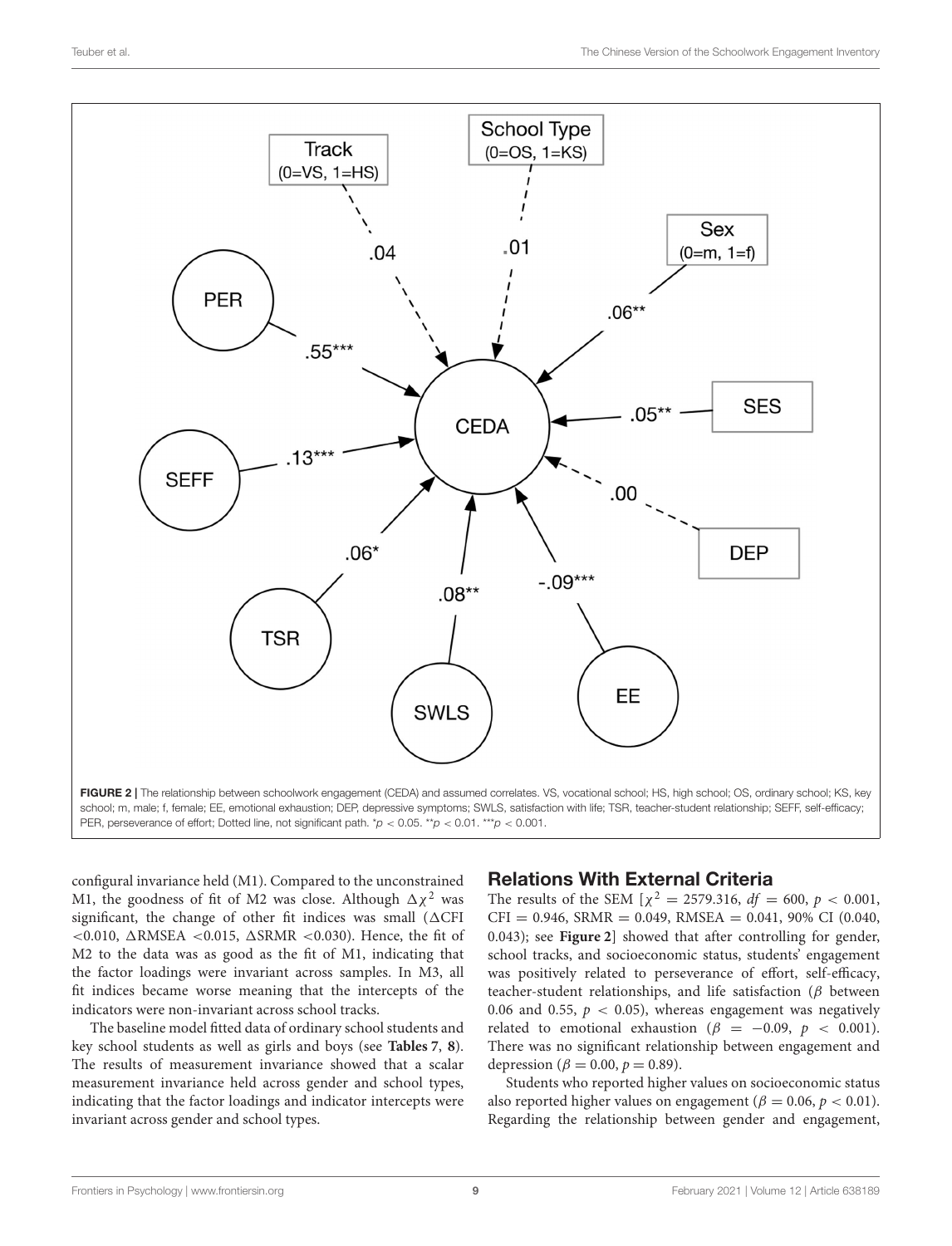FIGURE 2 | The relationship between schoolwork engagement (CEDA) and assumed correlates. VS, vocational school; HS, high school; OS, ordinary school; KS, key school; m, male; f, female; EE, emotional exhaustion; DEP, depressive symptoms; SWLS, satisfaction with life; TSR, teacher-student relationship; SEFF, self-efficacy; PER, perseverance of effort; Dotted line, not significant path. $^{*}p < 0.05$. $^{**}p < 0.01$. $^{***}p < 0.001$.

configural invariance held (M1). Compared to the unconstrained M1, the goodness of fit of M2 was close. Although $\Delta\chi^2$ was significant, the change of other fit indices was small ($\Delta$CFI $<0.010$, $\Delta$RMSEA $<0.015$, $\Delta$SRMR $<0.030$). Hence, the fit of M2 to the data was as good as the fit of M1, indicating that the factor loadings were invariant across samples. In M3, all fit indices became worse meaning that the intercepts of the indicators were non-invariant across school tracks.

The baseline model fitted data of ordinary school students and key school students as well as girls and boys (see **Tables 7**, **8**). The results of measurement invariance showed that a scalar measurement invariance held across gender and school types, indicating that the factor loadings and indicator intercepts were invariant across gender and school types.

## Relations With External Criteria

The results of the SEM [$\chi^2 = 2579.316$, $df = 600$, $p < 0.001$, CFI $= 0.946$, SRMR $= 0.049$, RMSEA $= 0.041$, 90% CI (0.040, 0.043); see **Figure 2**] showed that after controlling for gender, school tracks, and socioeconomic status, students' engagement was positively related to perseverance of effort, self-efficacy, teacher-student relationships, and life satisfaction ($\beta$ between 0.06 and 0.55, $p < 0.05$), whereas engagement was negatively related to emotional exhaustion ($\beta = -0.09$, $p < 0.001$). There was no significant relationship between engagement and depression ($\beta = 0.00$, $p = 0.89$).

Students who reported higher values on socioeconomic status also reported higher values on engagement ($\beta = 0.06$, $p < 0.01$). Regarding the relationship between gender and engagement,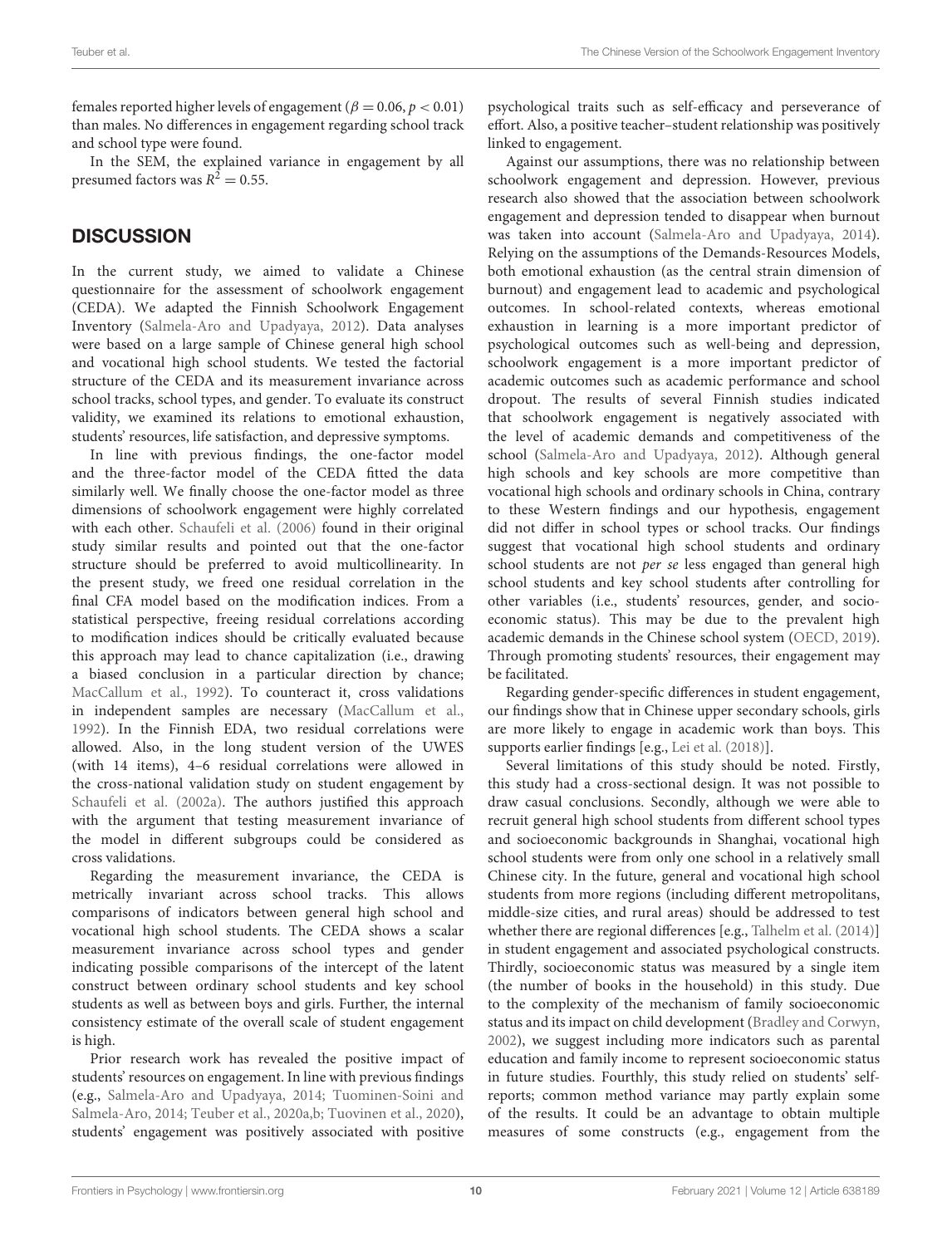females reported higher levels of engagement ($\beta = 0.06, p < 0.01$) than males. No differences in engagement regarding school track and school type were found.

In the SEM, the explained variance in engagement by all presumed factors was $R^2 = 0.55$.

## DISCUSSION

In the current study, we aimed to validate a Chinese questionnaire for the assessment of schoolwork engagement (CEDA). We adapted the Finnish Schoolwork Engagement Inventory (Salmela-Aro and Upadyaya, 2012). Data analyses were based on a large sample of Chinese general high school and vocational high school students. We tested the factorial structure of the CEDA and its measurement invariance across school tracks, school types, and gender. To evaluate its construct validity, we examined its relations to emotional exhaustion, students' resources, life satisfaction, and depressive symptoms.

In line with previous findings, the one-factor model and the three-factor model of the CEDA fitted the data similarly well. We finally choose the one-factor model as three dimensions of schoolwork engagement were highly correlated with each other. Schaufeli et al. (2006) found in their original study similar results and pointed out that the one-factor structure should be preferred to avoid multicollinearity. In the present study, we freed one residual correlation in the final CFA model based on the modification indices. From a statistical perspective, freeing residual correlations according to modification indices should be critically evaluated because this approach may lead to chance capitalization (i.e., drawing a biased conclusion in a particular direction by chance; MacCallum et al., 1992). To counteract it, cross validations in independent samples are necessary (MacCallum et al., 1992). In the Finnish EDA, two residual correlations were allowed. Also, in the long student version of the UWES (with 14 items), 4–6 residual correlations were allowed in the cross-national validation study on student engagement by Schaufeli et al. (2002a). The authors justified this approach with the argument that testing measurement invariance of the model in different subgroups could be considered as cross validations.

Regarding the measurement invariance, the CEDA is metrically invariant across school tracks. This allows comparisons of indicators between general high school and vocational high school students. The CEDA shows a scalar measurement invariance across school types and gender indicating possible comparisons of the intercept of the latent construct between ordinary school students and key school students as well as between boys and girls. Further, the internal consistency estimate of the overall scale of student engagement is high.

Prior research work has revealed the positive impact of students' resources on engagement. In line with previous findings (e.g., Salmela-Aro and Upadyaya, 2014; Tuominen-Soini and Salmela-Aro, 2014; Teuber et al., 2020a,b; Tuovinen et al., 2020), students' engagement was positively associated with positive psychological traits such as self-efficacy and perseverance of effort. Also, a positive teacher–student relationship was positively linked to engagement.

Against our assumptions, there was no relationship between schoolwork engagement and depression. However, previous research also showed that the association between schoolwork engagement and depression tended to disappear when burnout was taken into account (Salmela-Aro and Upadyaya, 2014). Relying on the assumptions of the Demands-Resources Models, both emotional exhaustion (as the central strain dimension of burnout) and engagement lead to academic and psychological outcomes. In school-related contexts, whereas emotional exhaustion in learning is a more important predictor of psychological outcomes such as well-being and depression, schoolwork engagement is a more important predictor of academic outcomes such as academic performance and school dropout. The results of several Finnish studies indicated that schoolwork engagement is negatively associated with the level of academic demands and competitiveness of the school (Salmela-Aro and Upadyaya, 2012). Although general high schools and key schools are more competitive than vocational high schools and ordinary schools in China, contrary to these Western findings and our hypothesis, engagement did not differ in school types or school tracks. Our findings suggest that vocational high school students and ordinary school students are not *per se* less engaged than general high school students and key school students after controlling for other variables (i.e., students' resources, gender, and socio-economic status). This may be due to the prevalent high academic demands in the Chinese school system (OECD, 2019). Through promoting students' resources, their engagement may be facilitated.

Regarding gender-specific differences in student engagement, our findings show that in Chinese upper secondary schools, girls are more likely to engage in academic work than boys. This supports earlier findings [e.g., Lei et al. (2018)].

Several limitations of this study should be noted. Firstly, this study had a cross-sectional design. It was not possible to draw casual conclusions. Secondly, although we were able to recruit general high school students from different school types and socioeconomic backgrounds in Shanghai, vocational high school students were from only one school in a relatively small Chinese city. In the future, general and vocational high school students from more regions (including different metropolitans, middle-size cities, and rural areas) should be addressed to test whether there are regional differences [e.g., Talhelm et al. (2014)] in student engagement and associated psychological constructs. Thirdly, socioeconomic status was measured by a single item (the number of books in the household) in this study. Due to the complexity of the mechanism of family socioeconomic status and its impact on child development (Bradley and Corwyn, 2002), we suggest including more indicators such as parental education and family income to represent socioeconomic status in future studies. Fourthly, this study relied on students' self-reports; common method variance may partly explain some of the results. It could be an advantage to obtain multiple measures of some constructs (e.g., engagement from the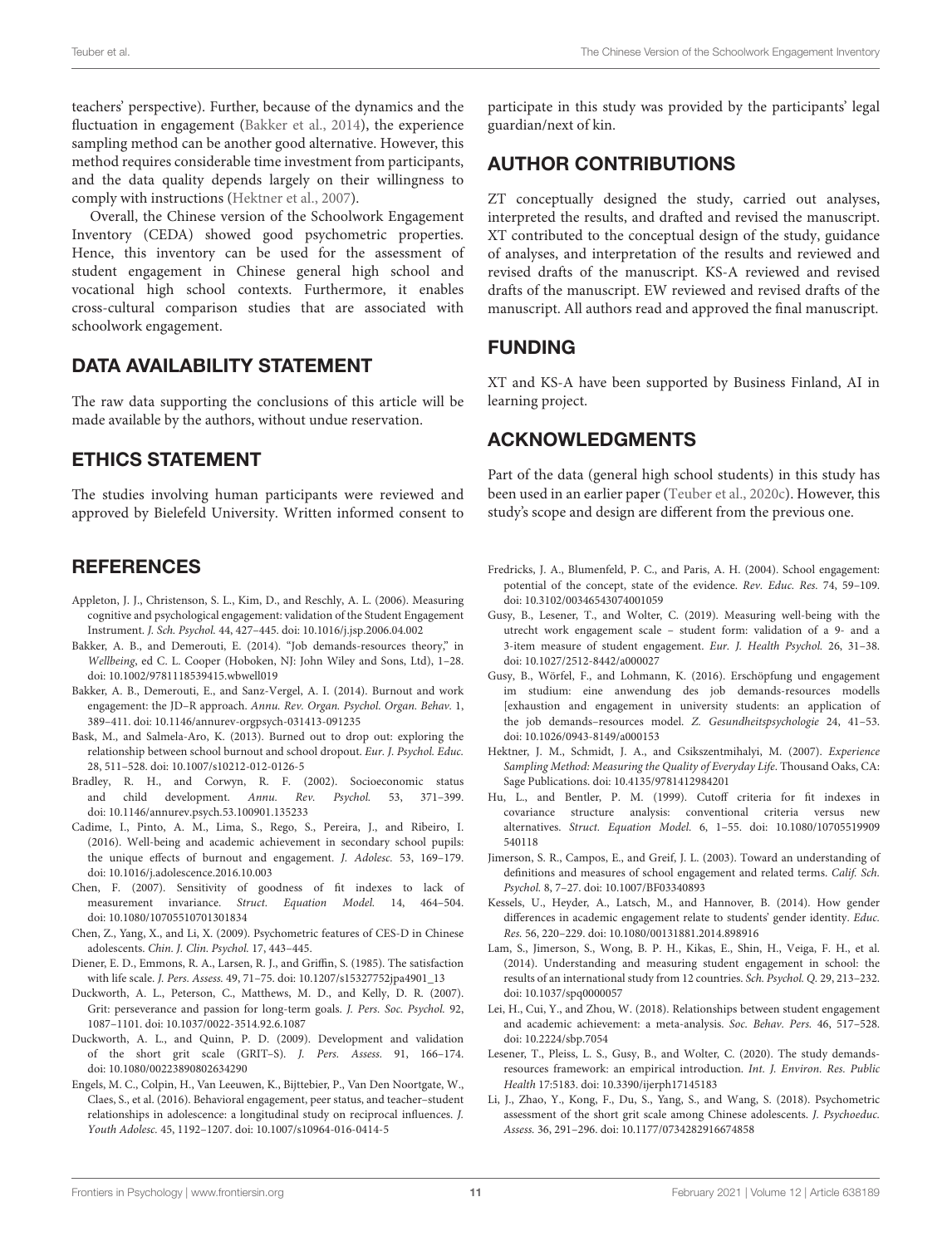teachers' perspective). Further, because of the dynamics and the fluctuation in engagement (Bakker et al., 2014), the experience sampling method can be another good alternative. However, this method requires considerable time investment from participants, and the data quality depends largely on their willingness to comply with instructions (Hektner et al., 2007).

Overall, the Chinese version of the Schoolwork Engagement Inventory (CEDA) showed good psychometric properties. Hence, this inventory can be used for the assessment of student engagement in Chinese general high school and vocational high school contexts. Furthermore, it enables cross-cultural comparison studies that are associated with schoolwork engagement.

## DATA AVAILABILITY STATEMENT

The raw data supporting the conclusions of this article will be made available by the authors, without undue reservation.

## ETHICS STATEMENT

The studies involving human participants were reviewed and approved by Bielefeld University. Written informed consent to participate in this study was provided by the participants' legal guardian/next of kin.

## AUTHOR CONTRIBUTIONS

ZT conceptually designed the study, carried out analyses, interpreted the results, and drafted and revised the manuscript. XT contributed to the conceptual design of the study, guidance of analyses, and interpretation of the results and reviewed and revised drafts of the manuscript. KS-A reviewed and revised drafts of the manuscript. EW reviewed and revised drafts of the manuscript. All authors read and approved the final manuscript.

## FUNDING

XT and KS-A have been supported by Business Finland, AI in learning project.

## ACKNOWLEDGMENTS

Part of the data (general high school students) in this study has been used in an earlier paper (Teuber et al., 2020c). However, this study's scope and design are different from the previous one.

## REFERENCES

Appleton, J. J., Christenson, S. L., Kim, D., and Reschly, A. L. (2006). Measuring cognitive and psychological engagement: validation of the Student Engagement Instrument. *J. Sch. Psychol.* 44, 427–445. doi: 10.1016/j.jsp.2006.04.002

Bakker, A. B., and Demerouti, E. (2014). "Job demands-resources theory," in *Wellbeing*, ed C. L. Cooper (Hoboken, NJ: John Wiley and Sons, Ltd), 1–28. doi: 10.1002/9781118539415.wbwell019

Bakker, A. B., Demerouti, E., and Sanz-Vergel, A. I. (2014). Burnout and work engagement: the JD–R approach. *Annu. Rev. Organ. Psychol. Organ. Behav.* 1, 389–411. doi: 10.1146/annurev-orgpsych-031413-091235

Bask, M., and Salmela-Aro, K. (2013). Burned out to drop out: exploring the relationship between school burnout and school dropout. *Eur. J. Psychol. Educ.* 28, 511–528. doi: 10.1007/s10212-012-0126-5

Bradley, R. H., and Corwyn, R. F. (2002). Socioeconomic status and child development. *Annu. Rev. Psychol.* 53, 371–399. doi: 10.1146/annurev.psych.53.100901.135233

Cadime, I., Pinto, A. M., Lima, S., Rego, S., Pereira, J., and Ribeiro, I. (2016). Well-being and academic achievement in secondary school pupils: the unique effects of burnout and engagement. *J. Adolesc.* 53, 169–179. doi: 10.1016/j.adolescence.2016.10.003

Chen, F. (2007). Sensitivity of goodness of fit indexes to lack of measurement invariance. *Struct. Equation Model.* 14, 464–504. doi: 10.1080/10705510701301834

Chen, Z., Yang, X., and Li, X. (2009). Psychometric features of CES-D in Chinese adolescents. *Chin. J. Clin. Psychol.* 17, 443–445.

Diener, E. D., Emmons, R. A., Larsen, R. J., and Griffin, S. (1985). The satisfaction with life scale. *J. Pers. Assess.* 49, 71–75. doi: 10.1207/s15327752jpa4901_13

Duckworth, A. L., Peterson, C., Matthews, M. D., and Kelly, D. R. (2007). Grit: perseverance and passion for long-term goals. *J. Pers. Soc. Psychol.* 92, 1087–1101. doi: 10.1037/0022-3514.92.6.1087

Duckworth, A. L., and Quinn, P. D. (2009). Development and validation of the short grit scale (GRIT–S). *J. Pers. Assess.* 91, 166–174. doi: 10.1080/00223890802634290

Engels, M. C., Colpin, H., Van Leeuwen, K., Bijttebier, P., Van Den Noortgate, W., Claes, S., et al. (2016). Behavioral engagement, peer status, and teacher–student relationships in adolescence: a longitudinal study on reciprocal influences. *J. Youth Adolesc.* 45, 1192–1207. doi: 10.1007/s10964-016-0414-5

Fredricks, J. A., Blumenfeld, P. C., and Paris, A. H. (2004). School engagement: potential of the concept, state of the evidence. *Rev. Educ. Res.* 74, 59–109. doi: 10.3102/00346543074001059

Gusy, B., Lesener, T., and Wolter, C. (2019). Measuring well-being with the utrecht work engagement scale – student form: validation of a 9- and a 3-item measure of student engagement. *Eur. J. Health Psychol.* 26, 31–38. doi: 10.1027/2512-8442/a000027

Gusy, B., Wörfel, F., and Lohmann, K. (2016). Erschöpfung und engagement im studium: eine anwendung des job demands-resources modells [exhaustion and engagement in university students: an application of the job demands–resources model. *Z. Gesundheitspsychologie* 24, 41–53. doi: 10.1026/0943-8149/a000153

Hektner, J. M., Schmidt, J. A., and Csikszentmihalyi, M. (2007). *Experience Sampling Method: Measuring the Quality of Everyday Life*. Thousand Oaks, CA: Sage Publications. doi: 10.4135/9781412984201

Hu, L., and Bentler, P. M. (1999). Cutoff criteria for fit indexes in covariance structure analysis: conventional criteria versus new alternatives. *Struct. Equation Model.* 6, 1–55. doi: 10.1080/10705519909540118

Jimerson, S. R., Campos, E., and Greif, J. L. (2003). Toward an understanding of definitions and measures of school engagement and related terms. *Calif. Sch. Psychol.* 8, 7–27. doi: 10.1007/BF03340893

Kessels, U., Heyder, A., Latsch, M., and Hannover, B. (2014). How gender differences in academic engagement relate to students' gender identity. *Educ. Res.* 56, 220–229. doi: 10.1080/00131881.2014.898916

Lam, S., Jimerson, S., Wong, B. P. H., Kikas, E., Shin, H., Veiga, F. H., et al. (2014). Understanding and measuring student engagement in school: the results of an international study from 12 countries. *Sch. Psychol. Q.* 29, 213–232. doi: 10.1037/spq0000057

Lei, H., Cui, Y., and Zhou, W. (2018). Relationships between student engagement and academic achievement: a meta-analysis. *Soc. Behav. Pers.* 46, 517–528. doi: 10.2224/sbp.7054

Lesener, T., Pleiss, L. S., Gusy, B., and Wolter, C. (2020). The study demands-resources framework: an empirical introduction. *Int. J. Environ. Res. Public Health* 17:5183. doi: 10.3390/ijerph17145183

Li, J., Zhao, Y., Kong, F., Du, S., Yang, S., and Wang, S. (2018). Psychometric assessment of the short grit scale among Chinese adolescents. *J. Psychoeduc. Assess.* 36, 291–296. doi: 10.1177/0734282916674858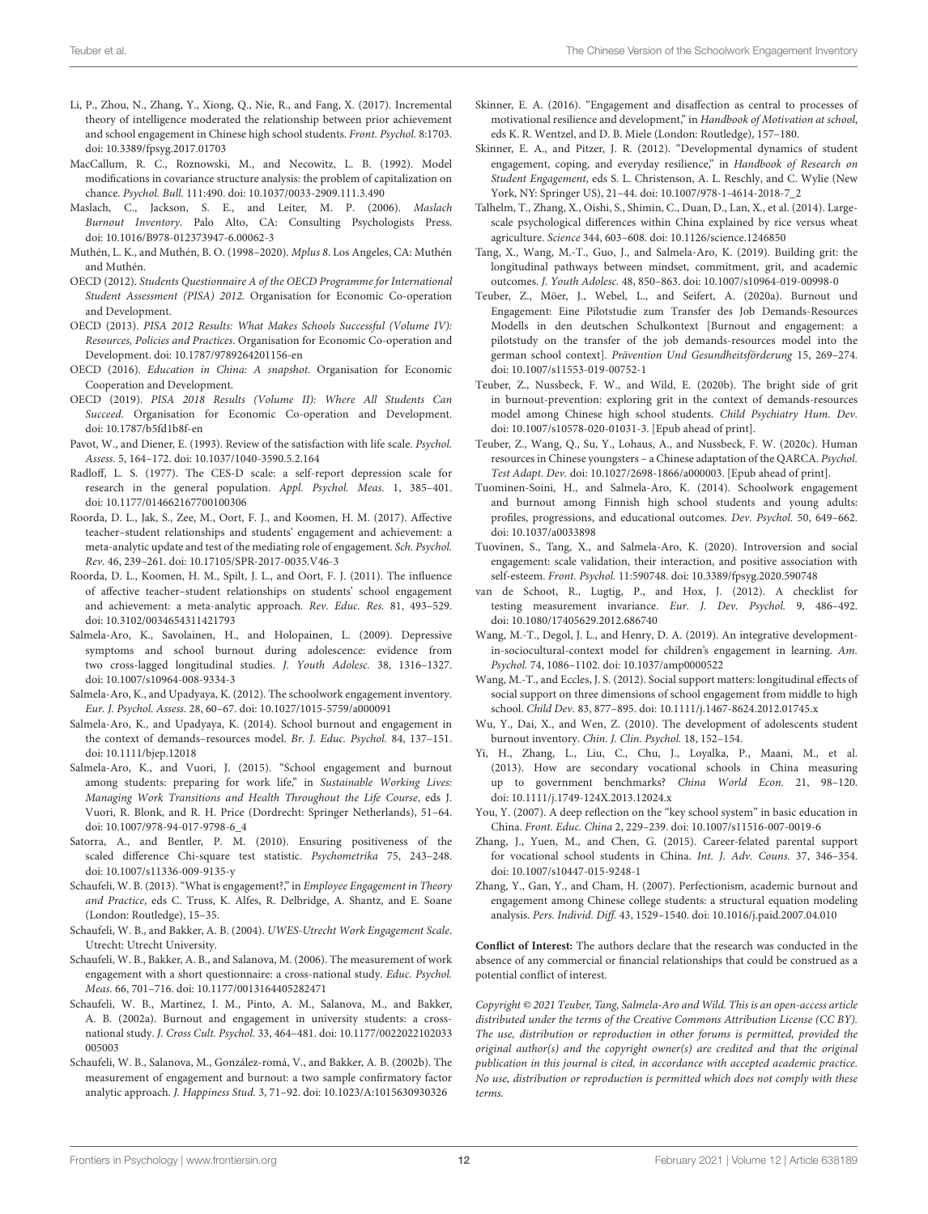Li, P., Zhou, N., Zhang, Y., Xiong, Q., Nie, R., and Fang, X. (2017). Incremental theory of intelligence moderated the relationship between prior achievement and school engagement in Chinese high school students. *Front. Psychol.* 8:1703. doi: 10.3389/fpsyg.2017.01703

MacCallum, R. C., Roznowski, M., and Necowitz, L. B. (1992). Model modifications in covariance structure analysis: the problem of capitalization on chance. *Psychol. Bull.* 111:490. doi: 10.1037/0033-2909.111.3.490

Maslach, C., Jackson, S. E., and Leiter, M. P. (2006). *Maslach Burnout Inventory*. Palo Alto, CA: Consulting Psychologists Press. doi: 10.1016/B978-012373947-6.00062-3

Muthén, L. K., and Muthén, B. O. (1998–2020). *Mplus 8*. Los Angeles, CA: Muthén and Muthén.

OECD (2012). *Students Questionnaire A of the OECD Programme for International Student Assessment (PISA) 2012*. Organisation for Economic Co-operation and Development.

OECD (2013). *PISA 2012 Results: What Makes Schools Successful (Volume IV): Resources, Policies and Practices*. Organisation for Economic Co-operation and Development. doi: 10.1787/9789264201156-en

OECD (2016). *Education in China: A snapshot*. Organisation for Economic Cooperation and Development.

OECD (2019). *PISA 2018 Results (Volume II): Where All Students Can Succeed*. Organisation for Economic Co-operation and Development. doi: 10.1787/b5fd1b8f-en

Pavot, W., and Diener, E. (1993). Review of the satisfaction with life scale. *Psychol. Assess.* 5, 164–172. doi: 10.1037/1040-3590.5.2.164

Radloff, L. S. (1977). The CES-D scale: a self-report depression scale for research in the general population. *Appl. Psychol. Meas.* 1, 385–401. doi: 10.1177/014662167700100306

Roorda, D. L., Jak, S., Zee, M., Oort, F. J., and Koomen, H. M. (2017). Affective teacher–student relationships and students' engagement and achievement: a meta-analytic update and test of the mediating role of engagement. *Sch. Psychol. Rev.* 46, 239–261. doi: 10.17105/SPR-2017-0035.V46-3

Roorda, D. L., Koomen, H. M., Spilt, J. L., and Oort, F. J. (2011). The influence of affective teacher–student relationships on students' school engagement and achievement: a meta-analytic approach. *Rev. Educ. Res.* 81, 493–529. doi: 10.3102/0034654311421793

Salmela-Aro, K., Savolainen, H., and Holopainen, L. (2009). Depressive symptoms and school burnout during adolescence: evidence from two cross-lagged longitudinal studies. *J. Youth Adolesc.* 38, 1316–1327. doi: 10.1007/s10964-008-9334-3

Salmela-Aro, K., and Upadyaya, K. (2012). The schoolwork engagement inventory. *Eur. J. Psychol. Assess.* 28, 60–67. doi: 10.1027/1015-5759/a000091

Salmela-Aro, K., and Upadyaya, K. (2014). School burnout and engagement in the context of demands–resources model. *Br. J. Educ. Psychol.* 84, 137–151. doi: 10.1111/bjep.12018

Salmela-Aro, K., and Vuori, J. (2015). "School engagement and burnout among students: preparing for work life," in *Sustainable Working Lives: Managing Work Transitions and Health Throughout the Life Course*, eds J. Vuori, R. Blonk, and R. H. Price (Dordrecht: Springer Netherlands), 51–64. doi: 10.1007/978-94-017-9798-6_4

Satorra, A., and Bentler, P. M. (2010). Ensuring positiveness of the scaled difference Chi-square test statistic. *Psychometrika* 75, 243–248. doi: 10.1007/s11336-009-9135-y

Schaufeli, W. B. (2013). "What is engagement?," in *Employee Engagement in Theory and Practice*, eds C. Truss, K. Alfes, R. Delbridge, A. Shantz, and E. Soane (London: Routledge), 15–35.

Schaufeli, W. B., and Bakker, A. B. (2004). *UWES-Utrecht Work Engagement Scale*. Utrecht: Utrecht University.

Schaufeli, W. B., Bakker, A. B., and Salanova, M. (2006). The measurement of work engagement with a short questionnaire: a cross-national study. *Educ. Psychol. Meas.* 66, 701–716. doi: 10.1177/0013164405282471

Schaufeli, W. B., Martinez, I. M., Pinto, A. M., Salanova, M., and Bakker, A. B. (2002a). Burnout and engagement in university students: a cross-national study. *J. Cross Cult. Psychol.* 33, 464–481. doi: 10.1177/0022022102033005003

Schaufeli, W. B., Salanova, M., González-romá, V., and Bakker, A. B. (2002b). The measurement of engagement and burnout: a two sample confirmatory factor analytic approach. *J. Happiness Stud.* 3, 71–92. doi: 10.1023/A:1015630930326

Skinner, E. A. (2016). "Engagement and disaffection as central to processes of motivational resilience and development," in *Handbook of Motivation at school*, eds K. R. Wentzel, and D. B. Miele (London: Routledge), 157–180.

Skinner, E. A., and Pitzer, J. R. (2012). "Developmental dynamics of student engagement, coping, and everyday resilience," in *Handbook of Research on Student Engagement*, eds S. L. Christenson, A. L. Reschly, and C. Wylie (New York, NY: Springer US), 21–44. doi: 10.1007/978-1-4614-2018-7_2

Talhelm, T., Zhang, X., Oishi, S., Shimin, C., Duan, D., Lan, X., et al. (2014). Large-scale psychological differences within China explained by rice versus wheat agriculture. *Science* 344, 603–608. doi: 10.1126/science.1246850

Tang, X., Wang, M.-T., Guo, J., and Salmela-Aro, K. (2019). Building grit: the longitudinal pathways between mindset, commitment, grit, and academic outcomes. *J. Youth Adolesc.* 48, 850–863. doi: 10.1007/s10964-019-00998-0

Teuber, Z., Möer, J., Webel, L., and Seifert, A. (2020a). Burnout und Engagement: Eine Pilotstudie zum Transfer des Job Demands-Resources Modells in den deutschen Schulkontext [Burnout and engagement: a pilotstudy on the transfer of the job demands-resources model into the german school context]. *Prävention Und Gesundheitsförderung* 15, 269–274. doi: 10.1007/s11553-019-00752-1

Teuber, Z., Nussbeck, F. W., and Wild, E. (2020b). The bright side of grit in burnout-prevention: exploring grit in the context of demands-resources model among Chinese high school students. *Child Psychiatry Hum. Dev.* doi: 10.1007/s10578-020-01031-3. [Epub ahead of print].

Teuber, Z., Wang, Q., Su, Y., Lohaus, A., and Nussbeck, F. W. (2020c). Human resources in Chinese youngsters – a Chinese adaptation of the QARCA. *Psychol. Test Adapt. Dev.* doi: 10.1027/2698-1866/a000003. [Epub ahead of print].

Tuominen-Soini, H., and Salmela-Aro, K. (2014). Schoolwork engagement and burnout among Finnish high school students and young adults: profiles, progressions, and educational outcomes. *Dev. Psychol.* 50, 649–662. doi: 10.1037/a0033898

Tuovinen, S., Tang, X., and Salmela-Aro, K. (2020). Introversion and social engagement: scale validation, their interaction, and positive association with self-esteem. *Front. Psychol.* 11:590748. doi: 10.3389/fpsyg.2020.590748

van de Schoot, R., Lugtig, P., and Hox, J. (2012). A checklist for testing measurement invariance. *Eur. J. Dev. Psychol.* 9, 486–492. doi: 10.1080/17405629.2012.686740

Wang, M.-T., Degol, J. L., and Henry, D. A. (2019). An integrative development-in-sociocultural-context model for children's engagement in learning. *Am. Psychol.* 74, 1086–1102. doi: 10.1037/amp0000522

Wang, M.-T., and Eccles, J. S. (2012). Social support matters: longitudinal effects of social support on three dimensions of school engagement from middle to high school. *Child Dev.* 83, 877–895. doi: 10.1111/j.1467-8624.2012.01745.x

Wu, Y., Dai, X., and Wen, Z. (2010). The development of adolescents student burnout inventory. *Chin. J. Clin. Psychol.* 18, 152–154.

Yi, H., Zhang, L., Liu, C., Chu, J., Loyalka, P., Maani, M., et al. (2013). How are secondary vocational schools in China measuring up to government benchmarks? *China World Econ.* 21, 98–120. doi: 10.1111/j.1749-124X.2013.12024.x

You, Y. (2007). A deep reflection on the "key school system" in basic education in China. *Front. Educ. China* 2, 229–239. doi: 10.1007/s11516-007-0019-6

Zhang, J., Yuen, M., and Chen, G. (2015). Career-felated parental support for vocational school students in China. *Int. J. Adv. Couns.* 37, 346–354. doi: 10.1007/s10447-015-9248-1

Zhang, Y., Gan, Y., and Cham, H. (2007). Perfectionism, academic burnout and engagement among Chinese college students: a structural equation modeling analysis. *Pers. Individ. Diff.* 43, 1529–1540. doi: 10.1016/j.paid.2007.04.010

**Conflict of Interest:** The authors declare that the research was conducted in the absence of any commercial or financial relationships that could be construed as a potential conflict of interest.

*Copyright © 2021 Teuber, Tang, Salmela-Aro and Wild. This is an open-access article distributed under the terms of the Creative Commons Attribution License (CC BY). The use, distribution or reproduction in other forums is permitted, provided the original author(s) and the copyright owner(s) are credited and that the original publication in this journal is cited, in accordance with accepted academic practice. No use, distribution or reproduction is permitted which does not comply with these terms.*